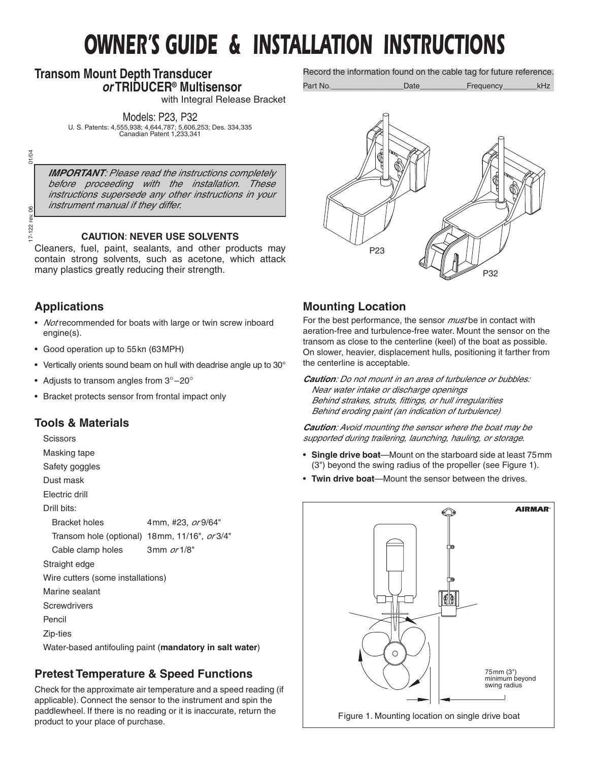# OWNER'S GUIDE & INSTALLATION INSTRUCTIONS

## Transom Mount Depth Transducer *or* TRIDUCER® Multisensor

with Integral Release Bracket

Models: P23, P32

U. S. Patents: 4,555,938; 4,644,787; 5,606,253; Des. 334,335
Canadian Patent 1,233,341

> ***IMPORTANT**: Please read the instructions completely before proceeding with the installation. These instructions supersede any other instructions in your instrument manual if they differ.*

**CAUTION**: **NEVER USE SOLVENTS**

Cleaners, fuel, paint, sealants, and other products may contain strong solvents, such as acetone, which attack many plastics greatly reducing their strength.

## Applications

- *Not* recommended for boats with large or twin screw inboard engine(s).
- Good operation up to 55kn (63MPH)
- Vertically orients sound beam on hull with deadrise angle up to 30°
- Adjusts to transom angles from 3°–20°
- Bracket protects sensor from frontal impact only

## Tools & Materials

Scissors
Masking tape
Safety goggles
Dust mask
Electric drill
Drill bits:

| | |
|---|---|
| Bracket holes | 4mm, #23, *or* 9/64" |
| Transom hole (optional) | 18mm, 11/16", *or* 3/4" |
| Cable clamp holes | 3mm *or* 1/8" |

Straight edge
Wire cutters (some installations)
Marine sealant
Screwdrivers
Pencil
Zip-ties
Water-based antifouling paint (**mandatory in salt water**)

## Pretest Temperature & Speed Functions

Check for the approximate air temperature and a speed reading (if applicable). Connect the sensor to the instrument and spin the paddlewheel. If there is no reading or it is inaccurate, return the product to your place of purchase.

Record the information found on the cable tag for future reference.

Part No.________________Date__________Frequency________kHz

P23

P32

## Mounting Location

For the best performance, the sensor *must* be in contact with aeration-free and turbulence-free water. Mount the sensor on the transom as close to the centerline (keel) of the boat as possible. On slower, heavier, displacement hulls, positioning it farther from the centerline is acceptable.

***Caution**: Do not mount in an area of turbulence or bubbles:*
*Near water intake or discharge openings*
*Behind strakes, struts, fittings, or hull irregularities*
*Behind eroding paint (an indication of turbulence)*

***Caution**: Avoid mounting the sensor where the boat may be supported during trailering, launching, hauling, or storage.*

- **Single drive boat**—Mount on the starboard side at least 75mm (3") beyond the swing radius of the propeller (see Figure 1).
- **Twin drive boat**—Mount the sensor between the drives.

75mm (3") minimum beyond swing radius

Figure 1. Mounting location on single drive boat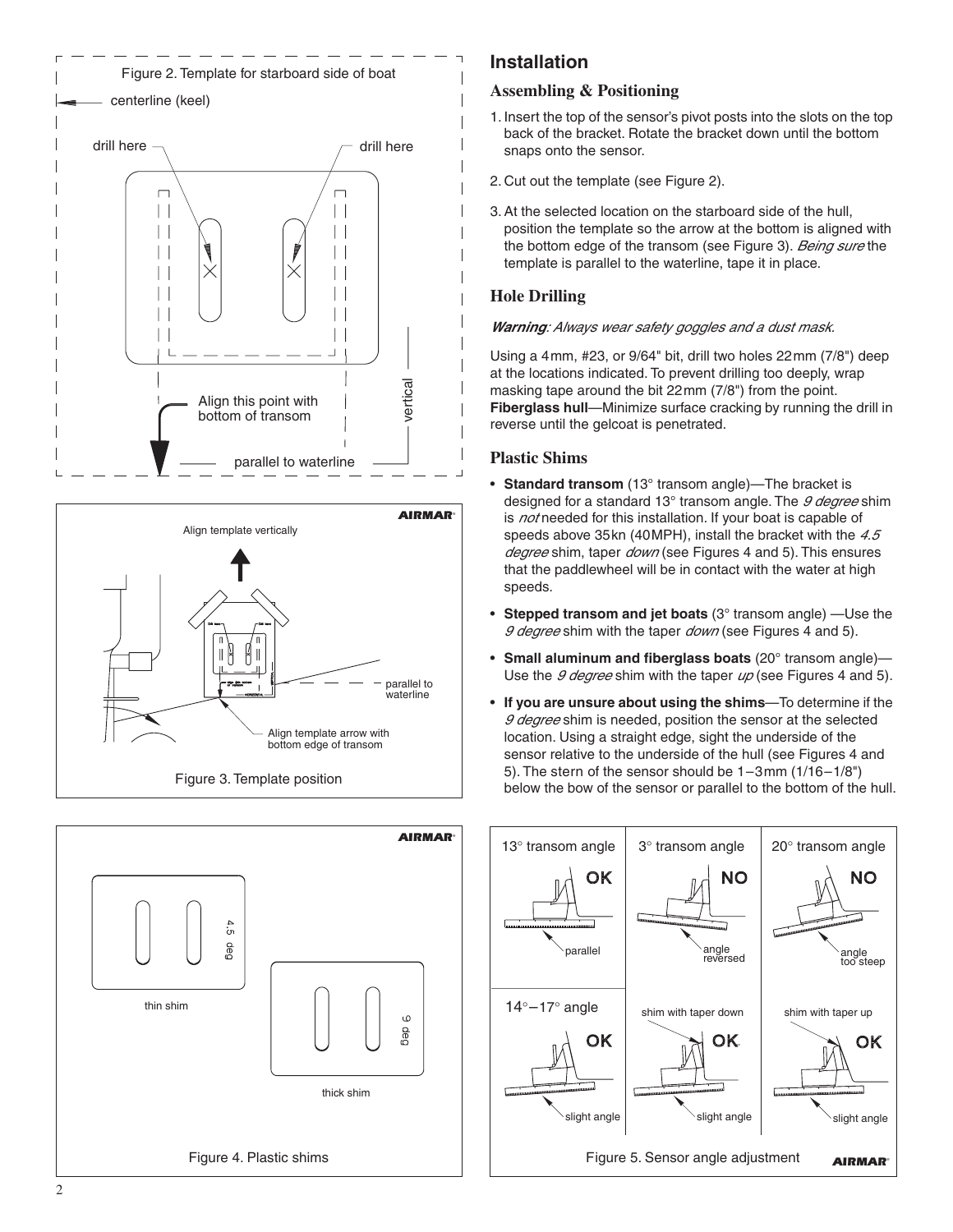Figure 2. Template for starboard side of boat

centerline (keel)

drill here

drill here

Align this point with bottom of transom

vertical

parallel to waterline

Align template vertically

parallel to waterline

Align template arrow with bottom edge of transom

Figure 3. Template position

4.5 deg

thin shim

9 deg

thick shim

Figure 4. Plastic shims

## Installation

### Assembling & Positioning

1. Insert the top of the sensor's pivot posts into the slots on the top back of the bracket. Rotate the bracket down until the bottom snaps onto the sensor.
2. Cut out the template (see Figure 2).
3. At the selected location on the starboard side of the hull, position the template so the arrow at the bottom is aligned with the bottom edge of the transom (see Figure 3). *Being sure* the template is parallel to the waterline, tape it in place.

### Hole Drilling

***Warning****: Always wear safety goggles and a dust mask.*

Using a 4mm, #23, or 9/64" bit, drill two holes 22mm (7/8") deep at the locations indicated. To prevent drilling too deeply, wrap masking tape around the bit 22mm (7/8") from the point.
**Fiberglass hull**—Minimize surface cracking by running the drill in reverse until the gelcoat is penetrated.

### Plastic Shims

- **Standard transom** (13° transom angle)—The bracket is designed for a standard 13° transom angle. The *9 degree* shim is *not* needed for this installation. If your boat is capable of speeds above 35kn (40MPH), install the bracket with the *4.5 degree* shim, taper *down* (see Figures 4 and 5). This ensures that the paddlewheel will be in contact with the water at high speeds.
- **Stepped transom and jet boats** (3° transom angle) —Use the *9 degree* shim with the taper *down* (see Figures 4 and 5).
- **Small aluminum and fiberglass boats** (20° transom angle)—Use the *9 degree* shim with the taper *up* (see Figures 4 and 5).
- **If you are unsure about using the shims**—To determine if the *9 degree* shim is needed, position the sensor at the selected location. Using a straight edge, sight the underside of the sensor relative to the underside of the hull (see Figures 4 and 5). The stern of the sensor should be 1–3mm (1/16–1/8") below the bow of the sensor or parallel to the bottom of the hull.

| 13° transom angle | 3° transom angle | 20° transom angle |
|---|---|---|
| OK — parallel | NO — angle reversed | NO — angle too steep |
| 14°–17° angle | shim with taper down | shim with taper up |
| OK — slight angle | OK — slight angle | OK — slight angle |

Figure 5. Sensor angle adjustment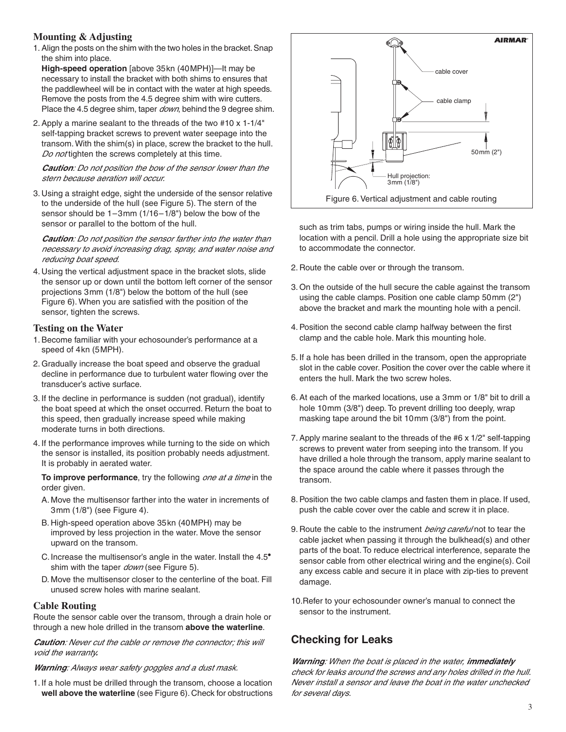## Mounting & Adjusting

1. Align the posts on the shim with the two holes in the bracket. Snap the shim into place.

   **High-speed operation** [above 35kn (40MPH)]—It may be necessary to install the bracket with both shims to ensures that the paddlewheel will be in contact with the water at high speeds. Remove the posts from the 4.5 degree shim with wire cutters. Place the 4.5 degree shim, taper *down*, behind the 9 degree shim.

2. Apply a marine sealant to the threads of the two #10 x 1-1/4" self-tapping bracket screws to prevent water seepage into the transom. With the shim(s) in place, screw the bracket to the hull. *Do not* tighten the screws completely at this time.

   ***Caution**: Do not position the bow of the sensor lower than the stern because aeration will occur.*

3. Using a straight edge, sight the underside of the sensor relative to the underside of the hull (see Figure 5). The stern of the sensor should be 1–3mm (1/16–1/8") below the bow of the sensor or parallel to the bottom of the hull.

   ***Caution**: Do not position the sensor farther into the water than necessary to avoid increasing drag, spray, and water noise and reducing boat speed.*

4. Using the vertical adjustment space in the bracket slots, slide the sensor up or down until the bottom left corner of the sensor projections 3mm (1/8") below the bottom of the hull (see Figure 6). When you are satisfied with the position of the sensor, tighten the screws.

## Testing on the Water

1. Become familiar with your echosounder's performance at a speed of 4kn (5MPH).
2. Gradually increase the boat speed and observe the gradual decline in performance due to turbulent water flowing over the transducer's active surface.
3. If the decline in performance is sudden (not gradual), identify the boat speed at which the onset occurred. Return the boat to this speed, then gradually increase speed while making moderate turns in both directions.
4. If the performance improves while turning to the side on which the sensor is installed, its position probably needs adjustment. It is probably in aerated water.

   **To improve performance**, try the following *one at a time* in the order given.

   A. Move the multisensor farther into the water in increments of 3mm (1/8") (see Figure 4).

   B. High-speed operation above 35kn (40MPH) may be improved by less projection in the water. Move the sensor upward on the transom.

   C. Increase the multisensor's angle in the water. Install the 4.5° shim with the taper *down* (see Figure 5).

   D. Move the multisensor closer to the centerline of the boat. Fill unused screw holes with marine sealant.

## Cable Routing

Route the sensor cable over the transom, through a drain hole or through a new hole drilled in the transom **above the waterline**.

***Caution**: Never cut the cable or remove the connector; this will void the warranty.*

***Warning**: Always wear safety goggles and a dust mask.*

AIRMAR

cable cover

cable clamp

50mm (2")

Hull projection: 3mm (1/8")

Figure 6. Vertical adjustment and cable routing

1. If a hole must be drilled through the transom, choose a location **well above the waterline** (see Figure 6). Check for obstructions such as trim tabs, pumps or wiring inside the hull. Mark the location with a pencil. Drill a hole using the appropriate size bit to accommodate the connector.
2. Route the cable over or through the transom.
3. On the outside of the hull secure the cable against the transom using the cable clamps. Position one cable clamp 50mm (2") above the bracket and mark the mounting hole with a pencil.
4. Position the second cable clamp halfway between the first clamp and the cable hole. Mark this mounting hole.
5. If a hole has been drilled in the transom, open the appropriate slot in the cable cover. Position the cover over the cable where it enters the hull. Mark the two screw holes.
6. At each of the marked locations, use a 3mm or 1/8" bit to drill a hole 10mm (3/8") deep. To prevent drilling too deeply, wrap masking tape around the bit 10mm (3/8") from the point.
7. Apply marine sealant to the threads of the #6 x 1/2" self-tapping screws to prevent water from seeping into the transom. If you have drilled a hole through the transom, apply marine sealant to the space around the cable where it passes through the transom.
8. Position the two cable clamps and fasten them in place. If used, push the cable cover over the cable and screw it in place.
9. Route the cable to the instrument *being careful* not to tear the cable jacket when passing it through the bulkhead(s) and other parts of the boat. To reduce electrical interference, separate the sensor cable from other electrical wiring and the engine(s). Coil any excess cable and secure it in place with zip-ties to prevent damage.
10. Refer to your echosounder owner's manual to connect the sensor to the instrument.

## Checking for Leaks

***Warning**: When the boat is placed in the water, **immediately** check for leaks around the screws and any holes drilled in the hull. Never install a sensor and leave the boat in the water unchecked for several days.*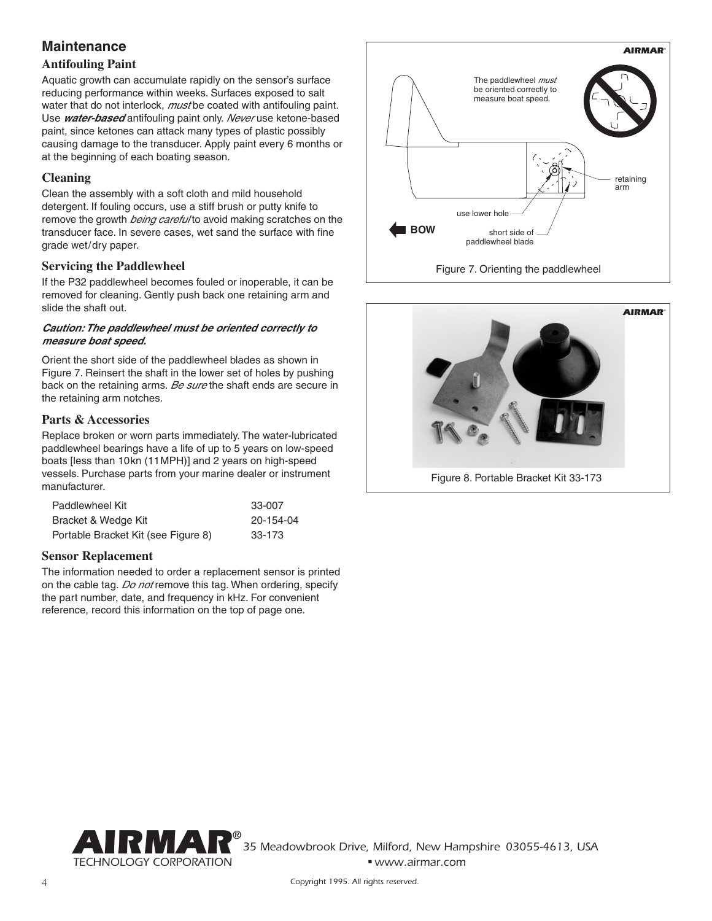## Maintenance

### Antifouling Paint

Aquatic growth can accumulate rapidly on the sensor's surface reducing performance within weeks. Surfaces exposed to salt water that do not interlock, *must* be coated with antifouling paint. Use ***water-based*** antifouling paint only. *Never* use ketone-based paint, since ketones can attack many types of plastic possibly causing damage to the transducer. Apply paint every 6 months or at the beginning of each boating season.

### Cleaning

Clean the assembly with a soft cloth and mild household detergent. If fouling occurs, use a stiff brush or putty knife to remove the growth *being careful* to avoid making scratches on the transducer face. In severe cases, wet sand the surface with fine grade wet/dry paper.

### Servicing the Paddlewheel

If the P32 paddlewheel becomes fouled or inoperable, it can be removed for cleaning. Gently push back one retaining arm and slide the shaft out.

***Caution: The paddlewheel must be oriented correctly to measure boat speed.***

Orient the short side of the paddlewheel blades as shown in Figure 7. Reinsert the shaft in the lower set of holes by pushing back on the retaining arms. *Be sure* the shaft ends are secure in the retaining arm notches.

### Parts & Accessories

Replace broken or worn parts immediately. The water-lubricated paddlewheel bearings have a life of up to 5 years on low-speed boats [less than 10kn (11MPH)] and 2 years on high-speed vessels. Purchase parts from your marine dealer or instrument manufacturer.

| | |
|---|---|
| Paddlewheel Kit | 33-007 |
| Bracket & Wedge Kit | 20-154-04 |
| Portable Bracket Kit (see Figure 8) | 33-173 |

### Sensor Replacement

The information needed to order a replacement sensor is printed on the cable tag. *Do not* remove this tag. When ordering, specify the part number, date, and frequency in kHz. For convenient reference, record this information on the top of page one.

AIRMAR

The paddlewheel *must* be oriented correctly to measure boat speed.

retaining arm

use lower hole

BOW

short side of paddlewheel blade

Figure 7. Orienting the paddlewheel

AIRMAR

Figure 8. Portable Bracket Kit 33-173

**AIRMAR®** TECHNOLOGY CORPORATION 35 Meadowbrook Drive, Milford, New Hampshire 03055-4613, USA ▪ www.airmar.com

Copyright 1995. All rights reserved.